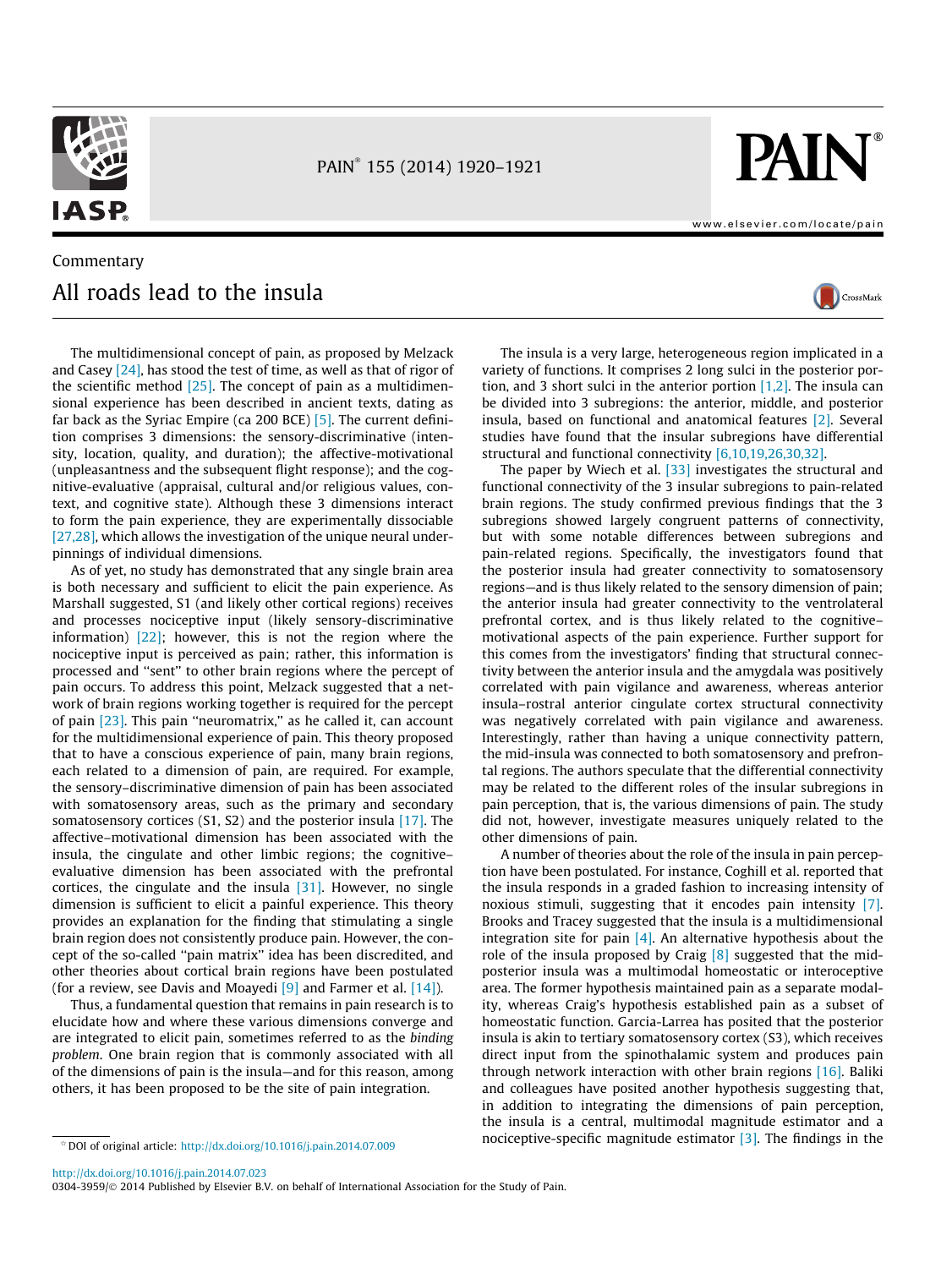Commentary

# All roads lead to the insula

The multidimensional concept of pain, as proposed by Melzack and Casey [24], has stood the test of time, as well as that of rigor of the scientific method [25]. The concept of pain as a multidimensional experience has been described in ancient texts, dating as far back as the Syriac Empire (ca 200 BCE) [5]. The current definition comprises 3 dimensions: the sensory-discriminative (intensity, location, quality, and duration); the affective-motivational (unpleasantness and the subsequent flight response); and the cognitive-evaluative (appraisal, cultural and/or religious values, context, and cognitive state). Although these 3 dimensions interact to form the pain experience, they are experimentally dissociable [27,28], which allows the investigation of the unique neural underpinnings of individual dimensions.

As of yet, no study has demonstrated that any single brain area is both necessary and sufficient to elicit the pain experience. As Marshall suggested, S1 (and likely other cortical regions) receives and processes nociceptive input (likely sensory-discriminative information) [22]; however, this is not the region where the nociceptive input is perceived as pain; rather, this information is processed and ''sent'' to other brain regions where the percept of pain occurs. To address this point, Melzack suggested that a network of brain regions working together is required for the percept of pain [23]. This pain ''neuromatrix,'' as he called it, can account for the multidimensional experience of pain. This theory proposed that to have a conscious experience of pain, many brain regions, each related to a dimension of pain, are required. For example, the sensory–discriminative dimension of pain has been associated with somatosensory areas, such as the primary and secondary somatosensory cortices (S1, S2) and the posterior insula [17]. The affective–motivational dimension has been associated with the insula, the cingulate and other limbic regions; the cognitive–evaluative dimension has been associated with the prefrontal cortices, the cingulate and the insula [31]. However, no single dimension is sufficient to elicit a painful experience. This theory provides an explanation for the finding that stimulating a single brain region does not consistently produce pain. However, the concept of the so-called ''pain matrix'' idea has been discredited, and other theories about cortical brain regions have been postulated (for a review, see Davis and Moayedi [9] and Farmer et al. [14]).

Thus, a fundamental question that remains in pain research is to elucidate how and where these various dimensions converge and are integrated to elicit pain, sometimes referred to as the *binding problem*. One brain region that is commonly associated with all of the dimensions of pain is the insula—and for this reason, among others, it has been proposed to be the site of pain integration.

The insula is a very large, heterogeneous region implicated in a variety of functions. It comprises 2 long sulci in the posterior portion, and 3 short sulci in the anterior portion [1,2]. The insula can be divided into 3 subregions: the anterior, middle, and posterior insula, based on functional and anatomical features [2]. Several studies have found that the insular subregions have differential structural and functional connectivity [6,10,19,26,30,32].

The paper by Wiech et al. [33] investigates the structural and functional connectivity of the 3 insular subregions to pain-related brain regions. The study confirmed previous findings that the 3 subregions showed largely congruent patterns of connectivity, but with some notable differences between subregions and pain-related regions. Specifically, the investigators found that the posterior insula had greater connectivity to somatosensory regions—and is thus likely related to the sensory dimension of pain; the anterior insula had greater connectivity to the ventrolateral prefrontal cortex, and is thus likely related to the cognitive–motivational aspects of the pain experience. Further support for this comes from the investigators' finding that structural connectivity between the anterior insula and the amygdala was positively correlated with pain vigilance and awareness, whereas anterior insula–rostral anterior cingulate cortex structural connectivity was negatively correlated with pain vigilance and awareness. Interestingly, rather than having a unique connectivity pattern, the mid-insula was connected to both somatosensory and prefrontal regions. The authors speculate that the differential connectivity may be related to the different roles of the insular subregions in pain perception, that is, the various dimensions of pain. The study did not, however, investigate measures uniquely related to the other dimensions of pain.

A number of theories about the role of the insula in pain perception have been postulated. For instance, Coghill et al. reported that the insula responds in a graded fashion to increasing intensity of noxious stimuli, suggesting that it encodes pain intensity [7]. Brooks and Tracey suggested that the insula is a multidimensional integration site for pain [4]. An alternative hypothesis about the role of the insula proposed by Craig [8] suggested that the mid-posterior insula was a multimodal homeostatic or interoceptive area. The former hypothesis maintained pain as a separate modality, whereas Craig's hypothesis established pain as a subset of homeostatic function. Garcia-Larrea has posited that the posterior insula is akin to tertiary somatosensory cortex (S3), which receives direct input from the spinothalamic system and produces pain through network interaction with other brain regions [16]. Baliki and colleagues have posited another hypothesis suggesting that, in addition to integrating the dimensions of pain perception, the insula is a central, multimodal magnitude estimator and a nociceptive-specific magnitude estimator [3]. The findings in the

☆ DOI of original article: http://dx.doi.org/10.1016/j.pain.2014.07.009

http://dx.doi.org/10.1016/j.pain.2014.07.023

0304-3959/© 2014 Published by Elsevier B.V. on behalf of International Association for the Study of Pain.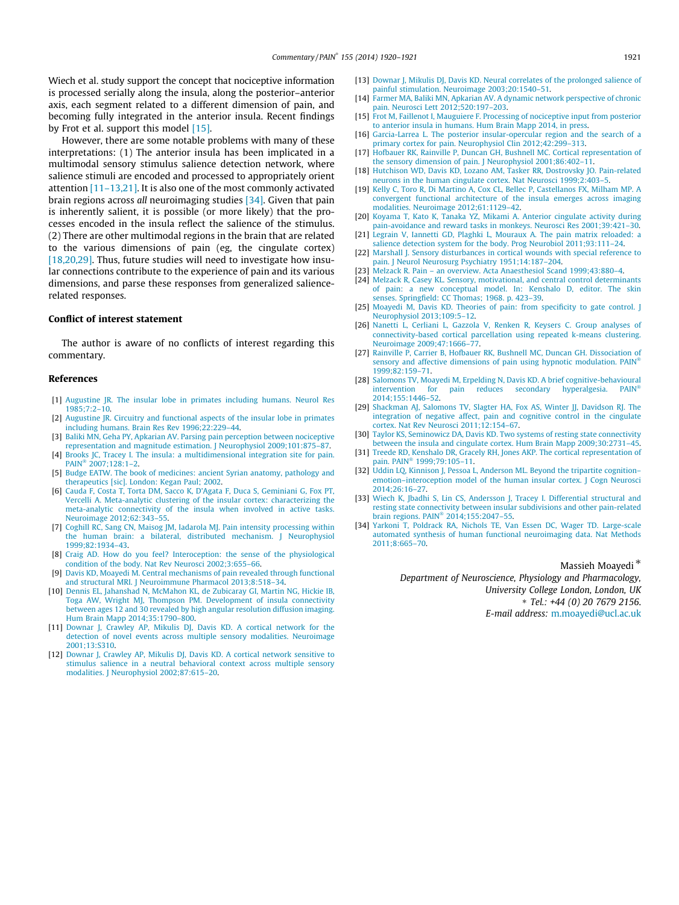Wiech et al. study support the concept that nociceptive information is processed serially along the insula, along the posterior–anterior axis, each segment related to a different dimension of pain, and becoming fully integrated in the anterior insula. Recent findings by Frot et al. support this model [15].

However, there are some notable problems with many of these interpretations: (1) The anterior insula has been implicated in a multimodal sensory stimulus salience detection network, where salience stimuli are encoded and processed to appropriately orient attention [11–13,21]. It is also one of the most commonly activated brain regions across *all* neuroimaging studies [34]. Given that pain is inherently salient, it is possible (or more likely) that the processes encoded in the insula reflect the salience of the stimulus. (2) There are other multimodal regions in the brain that are related to the various dimensions of pain (eg, the cingulate cortex) [18,20,29]. Thus, future studies will need to investigate how insular connections contribute to the experience of pain and its various dimensions, and parse these responses from generalized salience-related responses.

## Conflict of interest statement

The author is aware of no conflicts of interest regarding this commentary.

## References

[1] Augustine JR. The insular lobe in primates including humans. Neurol Res 1985;7:2–10.

[2] Augustine JR. Circuitry and functional aspects of the insular lobe in primates including humans. Brain Res Rev 1996;22:229–44.

[3] Baliki MN, Geha PY, Apkarian AV. Parsing pain perception between nociceptive representation and magnitude estimation. J Neurophysiol 2009;101:875–87.

[4] Brooks JC, Tracey I. The insula: a multidimensional integration site for pain. PAIN® 2007;128:1–2.

[5] Budge EATW. The book of medicines: ancient Syrian anatomy, pathology and therapeutics [sic]. London: Kegan Paul; 2002.

[6] Cauda F, Costa T, Torta DM, Sacco K, D'Agata F, Duca S, Geminiani G, Fox PT, Vercelli A. Meta-analytic clustering of the insular cortex: characterizing the meta-analytic connectivity of the insula when involved in active tasks. Neuroimage 2012;62:343–55.

[7] Coghill RC, Sang CN, Maisog JM, Iadarola MJ. Pain intensity processing within the human brain: a bilateral, distributed mechanism. J Neurophysiol 1999;82:1934–43.

[8] Craig AD. How do you feel? Interoception: the sense of the physiological condition of the body. Nat Rev Neurosci 2002;3:655–66.

[9] Davis KD, Moayedi M. Central mechanisms of pain revealed through functional and structural MRI. J Neuroimmune Pharmacol 2013;8:518–34.

[10] Dennis EL, Jahanshad N, McMahon KL, de Zubicaray GI, Martin NG, Hickie IB, Toga AW, Wright MJ, Thompson PM. Development of insula connectivity between ages 12 and 30 revealed by high angular resolution diffusion imaging. Hum Brain Mapp 2014;35:1790–800.

[11] Downar J, Crawley AP, Mikulis DJ, Davis KD. A cortical network for the detection of novel events across multiple sensory modalities. Neuroimage 2001;13:S310.

[12] Downar J, Crawley AP, Mikulis DJ, Davis KD. A cortical network sensitive to stimulus salience in a neutral behavioral context across multiple sensory modalities. J Neurophysiol 2002;87:615–20.

[13] Downar J, Mikulis DJ, Davis KD. Neural correlates of the prolonged salience of painful stimulation. Neuroimage 2003;20:1540–51.

[14] Farmer MA, Baliki MN, Apkarian AV. A dynamic network perspective of chronic pain. Neurosci Lett 2012;520:197–203.

[15] Frot M, Faillenot I, Mauguiere F. Processing of nociceptive input from posterior to anterior insula in humans. Hum Brain Mapp 2014, in press.

[16] Garcia-Larrea L. The posterior insular-opercular region and the search of a primary cortex for pain. Neurophysiol Clin 2012;42:299–313.

[17] Hofbauer RK, Rainville P, Duncan GH, Bushnell MC. Cortical representation of the sensory dimension of pain. J Neurophysiol 2001;86:402–11.

[18] Hutchison WD, Davis KD, Lozano AM, Tasker RR, Dostrovsky JO. Pain-related neurons in the human cingulate cortex. Nat Neurosci 1999;2:403–5.

[19] Kelly C, Toro R, Di Martino A, Cox CL, Bellec P, Castellanos FX, Milham MP. A convergent functional architecture of the insula emerges across imaging modalities. Neuroimage 2012;61:1129–42.

[20] Koyama T, Kato K, Tanaka YZ, Mikami A. Anterior cingulate activity during pain-avoidance and reward tasks in monkeys. Neurosci Res 2001;39:421–30.

[21] Legrain V, Iannetti GD, Plaghki L, Mouraux A. The pain matrix reloaded: a salience detection system for the body. Prog Neurobiol 2011;93:111–24.

[22] Marshall J. Sensory disturbances in cortical wounds with special reference to pain. J Neurol Neurosurg Psychiatry 1951;14:187–204.

[23] Melzack R. Pain – an overview. Acta Anaesthesiol Scand 1999;43:880–4.

[24] Melzack R, Casey KL. Sensory, motivational, and central control determinants of pain: a new conceptual model. In: Kenshalo D, editor. The skin senses. Springfield: CC Thomas; 1968. p. 423–39.

[25] Moayedi M, Davis KD. Theories of pain: from specificity to gate control. J Neurophysiol 2013;109:5–12.

[26] Nanetti L, Cerliani L, Gazzola V, Renken R, Keysers C. Group analyses of connectivity-based cortical parcellation using repeated k-means clustering. Neuroimage 2009;47:1666–77.

[27] Rainville P, Carrier B, Hofbauer RK, Bushnell MC, Duncan GH. Dissociation of sensory and affective dimensions of pain using hypnotic modulation. PAIN® 1999;82:159–71.

[28] Salomons TV, Moayedi M, Erpelding N, Davis KD. A brief cognitive-behavioural intervention for pain reduces secondary hyperalgesia. PAIN® 2014;155:1446–52.

[29] Shackman AJ, Salomons TV, Slagter HA, Fox AS, Winter JJ, Davidson RJ. The integration of negative affect, pain and cognitive control in the cingulate cortex. Nat Rev Neurosci 2011;12:154–67.

[30] Taylor KS, Seminowicz DA, Davis KD. Two systems of resting state connectivity between the insula and cingulate cortex. Hum Brain Mapp 2009;30:2731–45.

[31] Treede RD, Kenshalo DR, Gracely RH, Jones AKP. The cortical representation of pain. PAIN® 1999;79:105–11.

[32] Uddin LQ, Kinnison J, Pessoa L, Anderson ML. Beyond the tripartite cognition–emotion–interoception model of the human insular cortex. J Cogn Neurosci 2014;26:16–27.

[33] Wiech K, Jbadhi S, Lin CS, Andersson J, Tracey I. Differential structural and resting state connectivity between insular subdivisions and other pain-related brain regions. PAIN® 2014;155:2047–55.

[34] Yarkoni T, Poldrack RA, Nichols TE, Van Essen DC, Wager TD. Large-scale automated synthesis of human functional neuroimaging data. Nat Methods 2011;8:665–70.

Massieh Moayedi *

*Department of Neuroscience, Physiology and Pharmacology,*
*University College London, London, UK*

* *Tel.: +44 (0) 20 7679 2156.*

*E-mail address:* m.moayedi@ucl.ac.uk